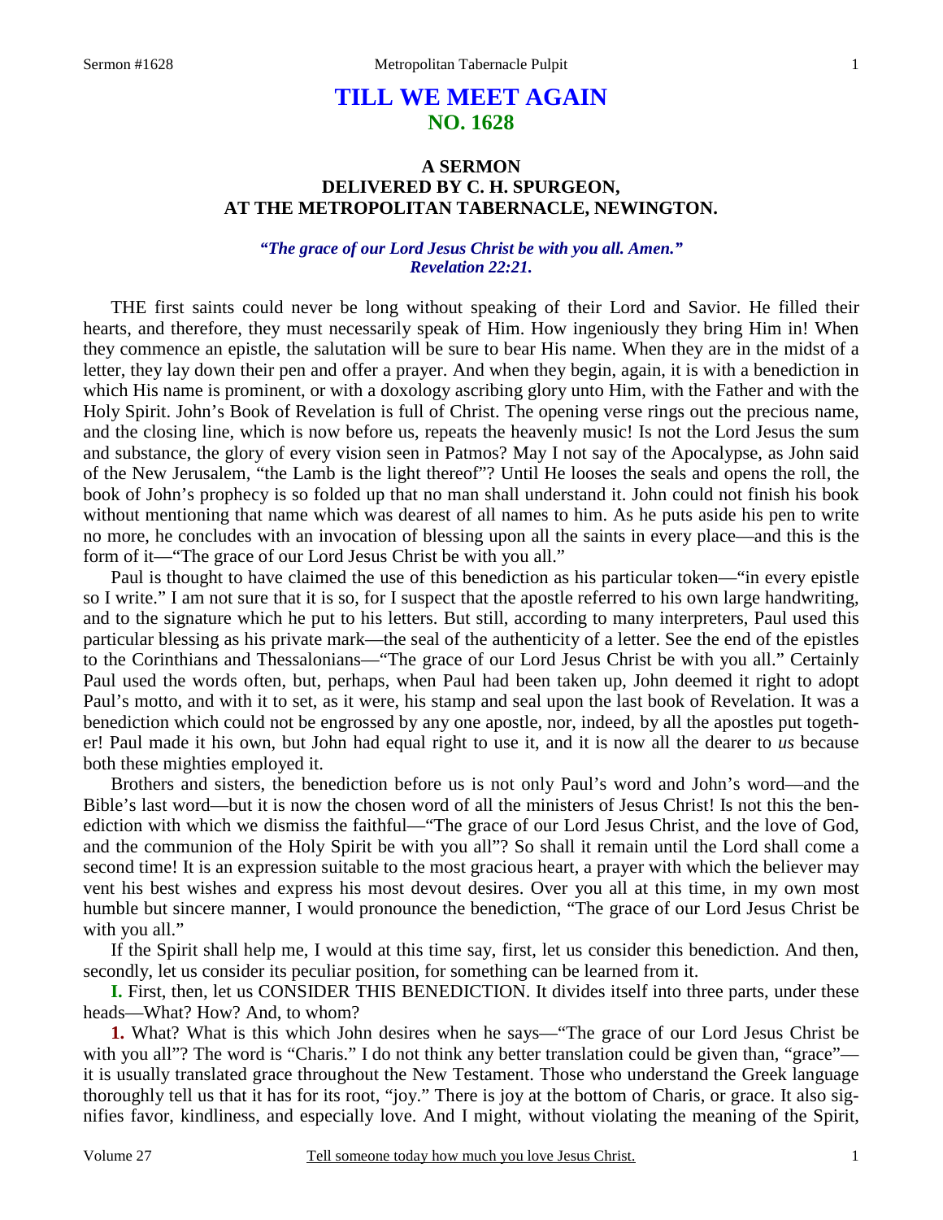# TILL WE MEET AGAIN
## NO. 1628

### A SERMON
### DELIVERED BY C. H. SPURGEON,
### AT THE METROPOLITAN TABERNACLE, NEWINGTON.

***"The grace of our Lord Jesus Christ be with you all. Amen." Revelation 22:21.***

THE first saints could never be long without speaking of their Lord and Savior. He filled their hearts, and therefore, they must necessarily speak of Him. How ingeniously they bring Him in! When they commence an epistle, the salutation will be sure to bear His name. When they are in the midst of a letter, they lay down their pen and offer a prayer. And when they begin, again, it is with a benediction in which His name is prominent, or with a doxology ascribing glory unto Him, with the Father and with the Holy Spirit. John's Book of Revelation is full of Christ. The opening verse rings out the precious name, and the closing line, which is now before us, repeats the heavenly music! Is not the Lord Jesus the sum and substance, the glory of every vision seen in Patmos? May I not say of the Apocalypse, as John said of the New Jerusalem, "the Lamb is the light thereof"? Until He looses the seals and opens the roll, the book of John's prophecy is so folded up that no man shall understand it. John could not finish his book without mentioning that name which was dearest of all names to him. As he puts aside his pen to write no more, he concludes with an invocation of blessing upon all the saints in every place—and this is the form of it—"The grace of our Lord Jesus Christ be with you all."

Paul is thought to have claimed the use of this benediction as his particular token—"in every epistle so I write." I am not sure that it is so, for I suspect that the apostle referred to his own large handwriting, and to the signature which he put to his letters. But still, according to many interpreters, Paul used this particular blessing as his private mark—the seal of the authenticity of a letter. See the end of the epistles to the Corinthians and Thessalonians—"The grace of our Lord Jesus Christ be with you all." Certainly Paul used the words often, but, perhaps, when Paul had been taken up, John deemed it right to adopt Paul's motto, and with it to set, as it were, his stamp and seal upon the last book of Revelation. It was a benediction which could not be engrossed by any one apostle, nor, indeed, by all the apostles put together! Paul made it his own, but John had equal right to use it, and it is now all the dearer to *us* because both these mighties employed it.

Brothers and sisters, the benediction before us is not only Paul's word and John's word—and the Bible's last word—but it is now the chosen word of all the ministers of Jesus Christ! Is not this the benediction with which we dismiss the faithful—"The grace of our Lord Jesus Christ, and the love of God, and the communion of the Holy Spirit be with you all"? So shall it remain until the Lord shall come a second time! It is an expression suitable to the most gracious heart, a prayer with which the believer may vent his best wishes and express his most devout desires. Over you all at this time, in my own most humble but sincere manner, I would pronounce the benediction, "The grace of our Lord Jesus Christ be with you all."

If the Spirit shall help me, I would at this time say, first, let us consider this benediction. And then, secondly, let us consider its peculiar position, for something can be learned from it.

**I.** First, then, let us CONSIDER THIS BENEDICTION. It divides itself into three parts, under these heads—What? How? And, to whom?

**1.** What? What is this which John desires when he says—"The grace of our Lord Jesus Christ be with you all"? The word is "Charis." I do not think any better translation could be given than, "grace"—it is usually translated grace throughout the New Testament. Those who understand the Greek language thoroughly tell us that it has for its root, "joy." There is joy at the bottom of Charis, or grace. It also signifies favor, kindliness, and especially love. And I might, without violating the meaning of the Spirit,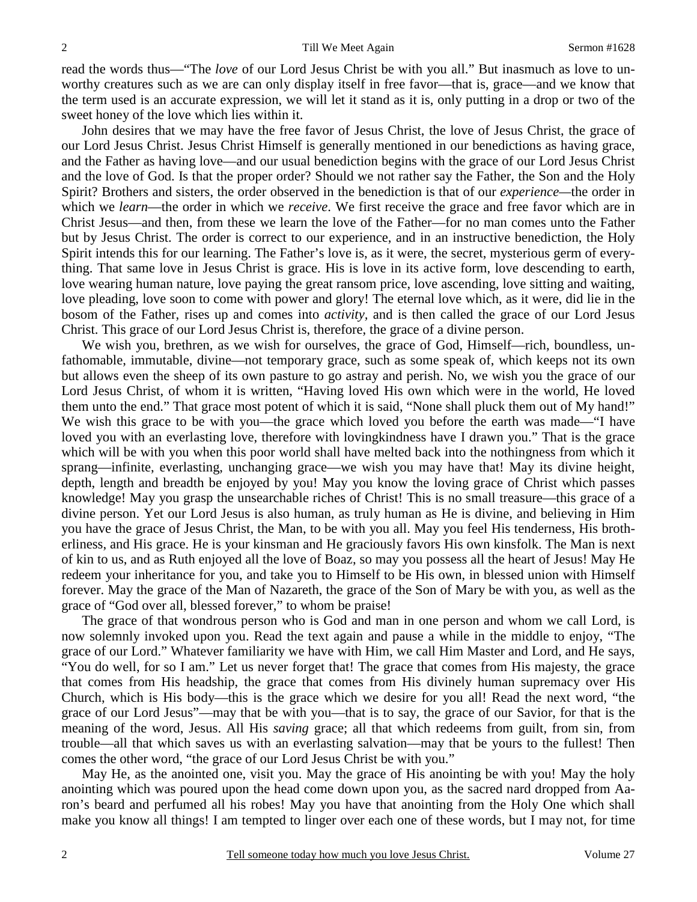read the words thus—"The *love* of our Lord Jesus Christ be with you all." But inasmuch as love to unworthy creatures such as we are can only display itself in free favor—that is, grace—and we know that the term used is an accurate expression, we will let it stand as it is, only putting in a drop or two of the sweet honey of the love which lies within it.

John desires that we may have the free favor of Jesus Christ, the love of Jesus Christ, the grace of our Lord Jesus Christ. Jesus Christ Himself is generally mentioned in our benedictions as having grace, and the Father as having love—and our usual benediction begins with the grace of our Lord Jesus Christ and the love of God. Is that the proper order? Should we not rather say the Father, the Son and the Holy Spirit? Brothers and sisters, the order observed in the benediction is that of our *experience*—the order in which we *learn*—the order in which we *receive*. We first receive the grace and free favor which are in Christ Jesus—and then, from these we learn the love of the Father—for no man comes unto the Father but by Jesus Christ. The order is correct to our experience, and in an instructive benediction, the Holy Spirit intends this for our learning. The Father's love is, as it were, the secret, mysterious germ of everything. That same love in Jesus Christ is grace. His is love in its active form, love descending to earth, love wearing human nature, love paying the great ransom price, love ascending, love sitting and waiting, love pleading, love soon to come with power and glory! The eternal love which, as it were, did lie in the bosom of the Father, rises up and comes into *activity*, and is then called the grace of our Lord Jesus Christ. This grace of our Lord Jesus Christ is, therefore, the grace of a divine person.

We wish you, brethren, as we wish for ourselves, the grace of God, Himself—rich, boundless, unfathomable, immutable, divine—not temporary grace, such as some speak of, which keeps not its own but allows even the sheep of its own pasture to go astray and perish. No, we wish you the grace of our Lord Jesus Christ, of whom it is written, "Having loved His own which were in the world, He loved them unto the end." That grace most potent of which it is said, "None shall pluck them out of My hand!" We wish this grace to be with you—the grace which loved you before the earth was made—"I have loved you with an everlasting love, therefore with lovingkindness have I drawn you." That is the grace which will be with you when this poor world shall have melted back into the nothingness from which it sprang—infinite, everlasting, unchanging grace—we wish you may have that! May its divine height, depth, length and breadth be enjoyed by you! May you know the loving grace of Christ which passes knowledge! May you grasp the unsearchable riches of Christ! This is no small treasure—this grace of a divine person. Yet our Lord Jesus is also human, as truly human as He is divine, and believing in Him you have the grace of Jesus Christ, the Man, to be with you all. May you feel His tenderness, His brotherliness, and His grace. He is your kinsman and He graciously favors His own kinsfolk. The Man is next of kin to us, and as Ruth enjoyed all the love of Boaz, so may you possess all the heart of Jesus! May He redeem your inheritance for you, and take you to Himself to be His own, in blessed union with Himself forever. May the grace of the Man of Nazareth, the grace of the Son of Mary be with you, as well as the grace of "God over all, blessed forever," to whom be praise!

The grace of that wondrous person who is God and man in one person and whom we call Lord, is now solemnly invoked upon you. Read the text again and pause a while in the middle to enjoy, "The grace of our Lord." Whatever familiarity we have with Him, we call Him Master and Lord, and He says, "You do well, for so I am." Let us never forget that! The grace that comes from His majesty, the grace that comes from His headship, the grace that comes from His divinely human supremacy over His Church, which is His body—this is the grace which we desire for you all! Read the next word, "the grace of our Lord Jesus"—may that be with you—that is to say, the grace of our Savior, for that is the meaning of the word, Jesus. All His *saving* grace; all that which redeems from guilt, from sin, from trouble—all that which saves us with an everlasting salvation—may that be yours to the fullest! Then comes the other word, "the grace of our Lord Jesus Christ be with you."

May He, as the anointed one, visit you. May the grace of His anointing be with you! May the holy anointing which was poured upon the head come down upon you, as the sacred nard dropped from Aaron's beard and perfumed all his robes! May you have that anointing from the Holy One which shall make you know all things! I am tempted to linger over each one of these words, but I may not, for time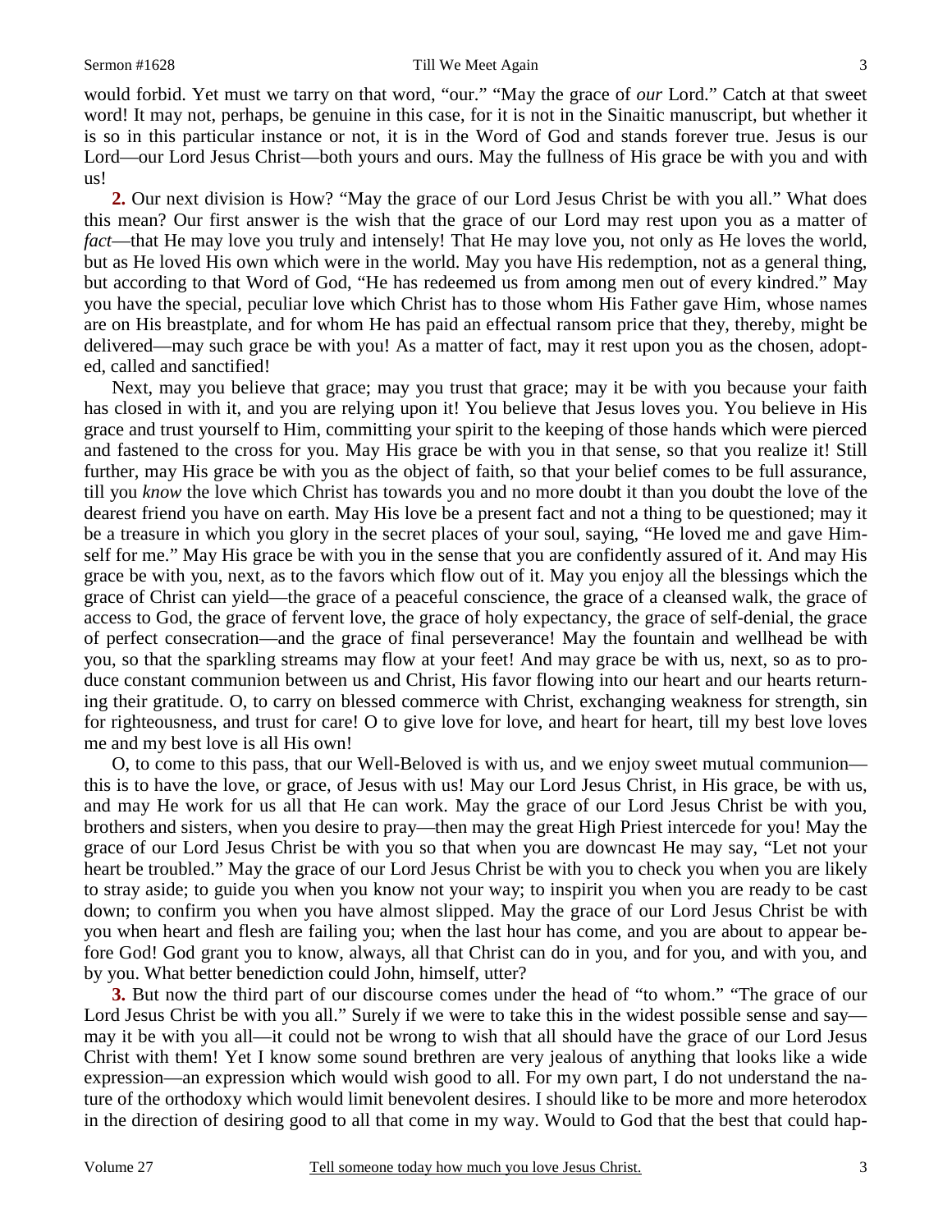would forbid. Yet must we tarry on that word, "our." "May the grace of *our* Lord." Catch at that sweet word! It may not, perhaps, be genuine in this case, for it is not in the Sinaitic manuscript, but whether it is so in this particular instance or not, it is in the Word of God and stands forever true. Jesus is our Lord—our Lord Jesus Christ—both yours and ours. May the fullness of His grace be with you and with us!

**2.** Our next division is How? "May the grace of our Lord Jesus Christ be with you all." What does this mean? Our first answer is the wish that the grace of our Lord may rest upon you as a matter of *fact*—that He may love you truly and intensely! That He may love you, not only as He loves the world, but as He loved His own which were in the world. May you have His redemption, not as a general thing, but according to that Word of God, "He has redeemed us from among men out of every kindred." May you have the special, peculiar love which Christ has to those whom His Father gave Him, whose names are on His breastplate, and for whom He has paid an effectual ransom price that they, thereby, might be delivered—may such grace be with you! As a matter of fact, may it rest upon you as the chosen, adopted, called and sanctified!

Next, may you believe that grace; may you trust that grace; may it be with you because your faith has closed in with it, and you are relying upon it! You believe that Jesus loves you. You believe in His grace and trust yourself to Him, committing your spirit to the keeping of those hands which were pierced and fastened to the cross for you. May His grace be with you in that sense, so that you realize it! Still further, may His grace be with you as the object of faith, so that your belief comes to be full assurance, till you *know* the love which Christ has towards you and no more doubt it than you doubt the love of the dearest friend you have on earth. May His love be a present fact and not a thing to be questioned; may it be a treasure in which you glory in the secret places of your soul, saying, "He loved me and gave Himself for me." May His grace be with you in the sense that you are confidently assured of it. And may His grace be with you, next, as to the favors which flow out of it. May you enjoy all the blessings which the grace of Christ can yield—the grace of a peaceful conscience, the grace of a cleansed walk, the grace of access to God, the grace of fervent love, the grace of holy expectancy, the grace of self-denial, the grace of perfect consecration—and the grace of final perseverance! May the fountain and wellhead be with you, so that the sparkling streams may flow at your feet! And may grace be with us, next, so as to produce constant communion between us and Christ, His favor flowing into our heart and our hearts returning their gratitude. O, to carry on blessed commerce with Christ, exchanging weakness for strength, sin for righteousness, and trust for care! O to give love for love, and heart for heart, till my best love loves me and my best love is all His own!

O, to come to this pass, that our Well-Beloved is with us, and we enjoy sweet mutual communion—this is to have the love, or grace, of Jesus with us! May our Lord Jesus Christ, in His grace, be with us, and may He work for us all that He can work. May the grace of our Lord Jesus Christ be with you, brothers and sisters, when you desire to pray—then may the great High Priest intercede for you! May the grace of our Lord Jesus Christ be with you so that when you are downcast He may say, "Let not your heart be troubled." May the grace of our Lord Jesus Christ be with you to check you when you are likely to stray aside; to guide you when you know not your way; to inspirit you when you are ready to be cast down; to confirm you when you have almost slipped. May the grace of our Lord Jesus Christ be with you when heart and flesh are failing you; when the last hour has come, and you are about to appear before God! God grant you to know, always, all that Christ can do in you, and for you, and with you, and by you. What better benediction could John, himself, utter?

**3.** But now the third part of our discourse comes under the head of "to whom." "The grace of our Lord Jesus Christ be with you all." Surely if we were to take this in the widest possible sense and say—may it be with you all—it could not be wrong to wish that all should have the grace of our Lord Jesus Christ with them! Yet I know some sound brethren are very jealous of anything that looks like a wide expression—an expression which would wish good to all. For my own part, I do not understand the nature of the orthodoxy which would limit benevolent desires. I should like to be more and more heterodox in the direction of desiring good to all that come in my way. Would to God that the best that could hap-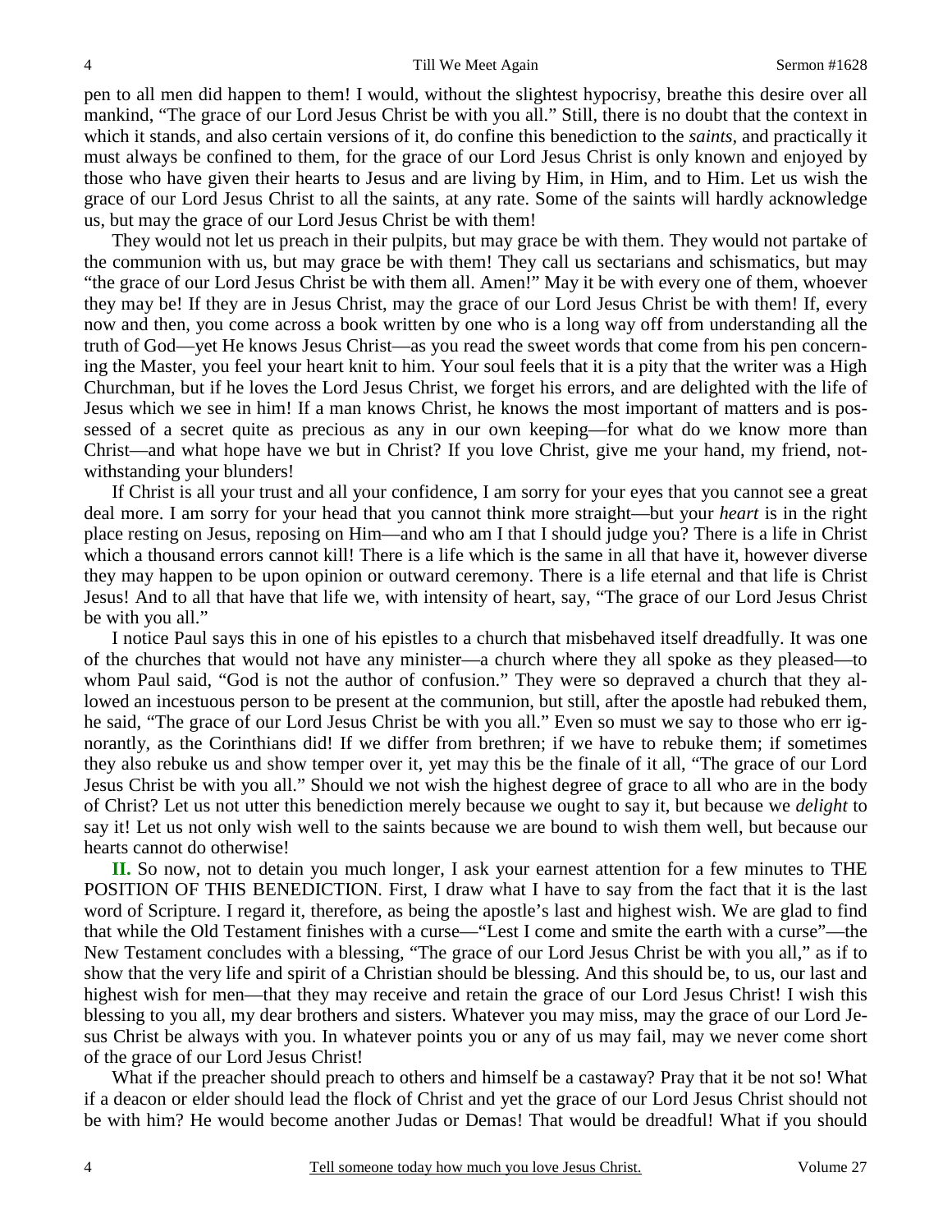pen to all men did happen to them! I would, without the slightest hypocrisy, breathe this desire over all mankind, "The grace of our Lord Jesus Christ be with you all." Still, there is no doubt that the context in which it stands, and also certain versions of it, do confine this benediction to the *saints*, and practically it must always be confined to them, for the grace of our Lord Jesus Christ is only known and enjoyed by those who have given their hearts to Jesus and are living by Him, in Him, and to Him. Let us wish the grace of our Lord Jesus Christ to all the saints, at any rate. Some of the saints will hardly acknowledge us, but may the grace of our Lord Jesus Christ be with them!

They would not let us preach in their pulpits, but may grace be with them. They would not partake of the communion with us, but may grace be with them! They call us sectarians and schismatics, but may "the grace of our Lord Jesus Christ be with them all. Amen!" May it be with every one of them, whoever they may be! If they are in Jesus Christ, may the grace of our Lord Jesus Christ be with them! If, every now and then, you come across a book written by one who is a long way off from understanding all the truth of God—yet He knows Jesus Christ—as you read the sweet words that come from his pen concerning the Master, you feel your heart knit to him. Your soul feels that it is a pity that the writer was a High Churchman, but if he loves the Lord Jesus Christ, we forget his errors, and are delighted with the life of Jesus which we see in him! If a man knows Christ, he knows the most important of matters and is possessed of a secret quite as precious as any in our own keeping—for what do we know more than Christ—and what hope have we but in Christ? If you love Christ, give me your hand, my friend, notwithstanding your blunders!

If Christ is all your trust and all your confidence, I am sorry for your eyes that you cannot see a great deal more. I am sorry for your head that you cannot think more straight—but your *heart* is in the right place resting on Jesus, reposing on Him—and who am I that I should judge you? There is a life in Christ which a thousand errors cannot kill! There is a life which is the same in all that have it, however diverse they may happen to be upon opinion or outward ceremony. There is a life eternal and that life is Christ Jesus! And to all that have that life we, with intensity of heart, say, "The grace of our Lord Jesus Christ be with you all."

I notice Paul says this in one of his epistles to a church that misbehaved itself dreadfully. It was one of the churches that would not have any minister—a church where they all spoke as they pleased—to whom Paul said, "God is not the author of confusion." They were so depraved a church that they allowed an incestuous person to be present at the communion, but still, after the apostle had rebuked them, he said, "The grace of our Lord Jesus Christ be with you all." Even so must we say to those who err ignorantly, as the Corinthians did! If we differ from brethren; if we have to rebuke them; if sometimes they also rebuke us and show temper over it, yet may this be the finale of it all, "The grace of our Lord Jesus Christ be with you all." Should we not wish the highest degree of grace to all who are in the body of Christ? Let us not utter this benediction merely because we ought to say it, but because we *delight* to say it! Let us not only wish well to the saints because we are bound to wish them well, but because our hearts cannot do otherwise!

**II.** So now, not to detain you much longer, I ask your earnest attention for a few minutes to THE POSITION OF THIS BENEDICTION. First, I draw what I have to say from the fact that it is the last word of Scripture. I regard it, therefore, as being the apostle's last and highest wish. We are glad to find that while the Old Testament finishes with a curse—"Lest I come and smite the earth with a curse"—the New Testament concludes with a blessing, "The grace of our Lord Jesus Christ be with you all," as if to show that the very life and spirit of a Christian should be blessing. And this should be, to us, our last and highest wish for men—that they may receive and retain the grace of our Lord Jesus Christ! I wish this blessing to you all, my dear brothers and sisters. Whatever you may miss, may the grace of our Lord Jesus Christ be always with you. In whatever points you or any of us may fail, may we never come short of the grace of our Lord Jesus Christ!

What if the preacher should preach to others and himself be a castaway? Pray that it be not so! What if a deacon or elder should lead the flock of Christ and yet the grace of our Lord Jesus Christ should not be with him? He would become another Judas or Demas! That would be dreadful! What if you should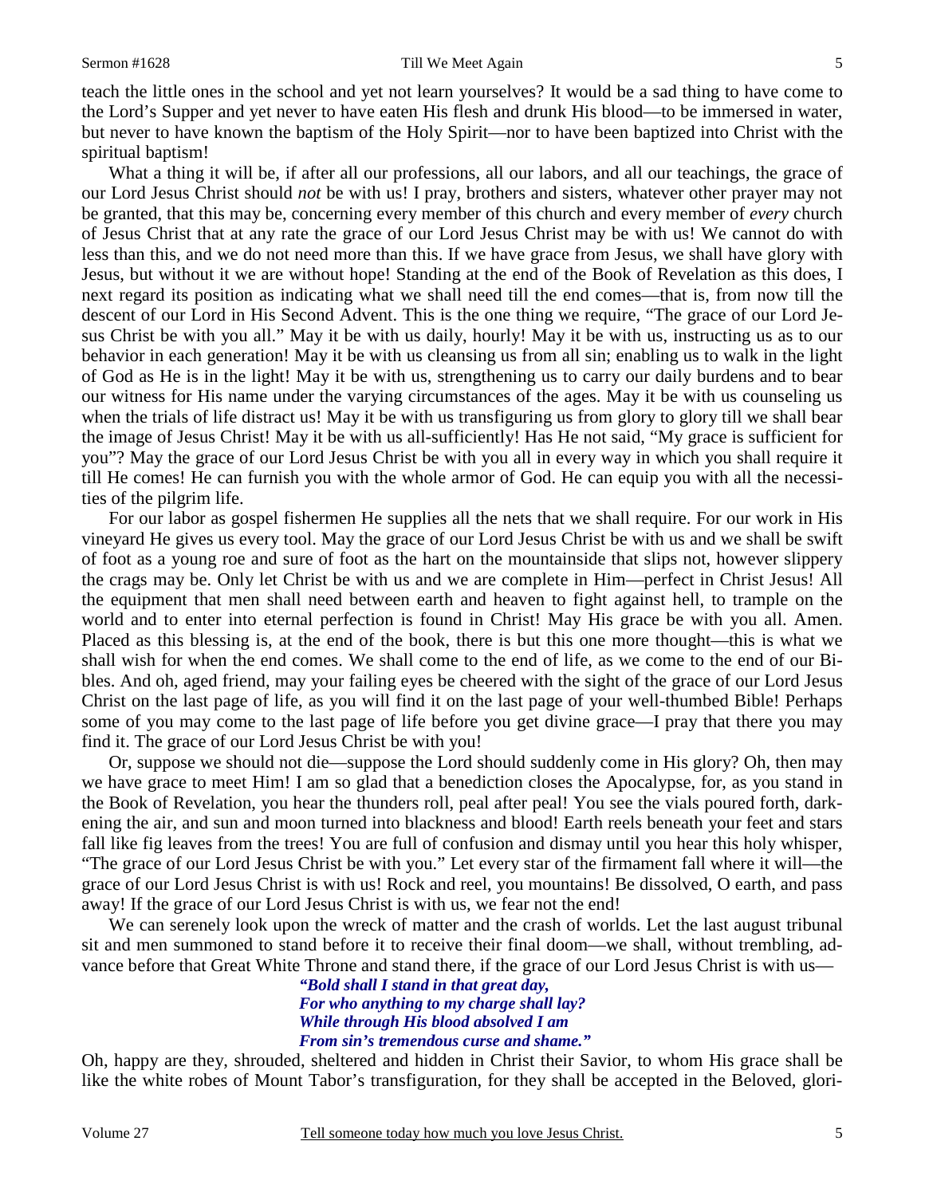teach the little ones in the school and yet not learn yourselves? It would be a sad thing to have come to the Lord's Supper and yet never to have eaten His flesh and drunk His blood—to be immersed in water, but never to have known the baptism of the Holy Spirit—nor to have been baptized into Christ with the spiritual baptism!

What a thing it will be, if after all our professions, all our labors, and all our teachings, the grace of our Lord Jesus Christ should *not* be with us! I pray, brothers and sisters, whatever other prayer may not be granted, that this may be, concerning every member of this church and every member of *every* church of Jesus Christ that at any rate the grace of our Lord Jesus Christ may be with us! We cannot do with less than this, and we do not need more than this. If we have grace from Jesus, we shall have glory with Jesus, but without it we are without hope! Standing at the end of the Book of Revelation as this does, I next regard its position as indicating what we shall need till the end comes—that is, from now till the descent of our Lord in His Second Advent. This is the one thing we require, "The grace of our Lord Jesus Christ be with you all." May it be with us daily, hourly! May it be with us, instructing us as to our behavior in each generation! May it be with us cleansing us from all sin; enabling us to walk in the light of God as He is in the light! May it be with us, strengthening us to carry our daily burdens and to bear our witness for His name under the varying circumstances of the ages. May it be with us counseling us when the trials of life distract us! May it be with us transfiguring us from glory to glory till we shall bear the image of Jesus Christ! May it be with us all-sufficiently! Has He not said, "My grace is sufficient for you"? May the grace of our Lord Jesus Christ be with you all in every way in which you shall require it till He comes! He can furnish you with the whole armor of God. He can equip you with all the necessities of the pilgrim life.

For our labor as gospel fishermen He supplies all the nets that we shall require. For our work in His vineyard He gives us every tool. May the grace of our Lord Jesus Christ be with us and we shall be swift of foot as a young roe and sure of foot as the hart on the mountainside that slips not, however slippery the crags may be. Only let Christ be with us and we are complete in Him—perfect in Christ Jesus! All the equipment that men shall need between earth and heaven to fight against hell, to trample on the world and to enter into eternal perfection is found in Christ! May His grace be with you all. Amen. Placed as this blessing is, at the end of the book, there is but this one more thought—this is what we shall wish for when the end comes. We shall come to the end of life, as we come to the end of our Bibles. And oh, aged friend, may your failing eyes be cheered with the sight of the grace of our Lord Jesus Christ on the last page of life, as you will find it on the last page of your well-thumbed Bible! Perhaps some of you may come to the last page of life before you get divine grace—I pray that there you may find it. The grace of our Lord Jesus Christ be with you!

Or, suppose we should not die—suppose the Lord should suddenly come in His glory? Oh, then may we have grace to meet Him! I am so glad that a benediction closes the Apocalypse, for, as you stand in the Book of Revelation, you hear the thunders roll, peal after peal! You see the vials poured forth, darkening the air, and sun and moon turned into blackness and blood! Earth reels beneath your feet and stars fall like fig leaves from the trees! You are full of confusion and dismay until you hear this holy whisper, "The grace of our Lord Jesus Christ be with you." Let every star of the firmament fall where it will—the grace of our Lord Jesus Christ is with us! Rock and reel, you mountains! Be dissolved, O earth, and pass away! If the grace of our Lord Jesus Christ is with us, we fear not the end!

We can serenely look upon the wreck of matter and the crash of worlds. Let the last august tribunal sit and men summoned to stand before it to receive their final doom—we shall, without trembling, advance before that Great White Throne and stand there, if the grace of our Lord Jesus Christ is with us—

> ***"Bold shall I stand in that great day,***
> ***For who anything to my charge shall lay?***
> ***While through His blood absolved I am***
> ***From sin's tremendous curse and shame."***

Oh, happy are they, shrouded, sheltered and hidden in Christ their Savior, to whom His grace shall be like the white robes of Mount Tabor's transfiguration, for they shall be accepted in the Beloved, glori-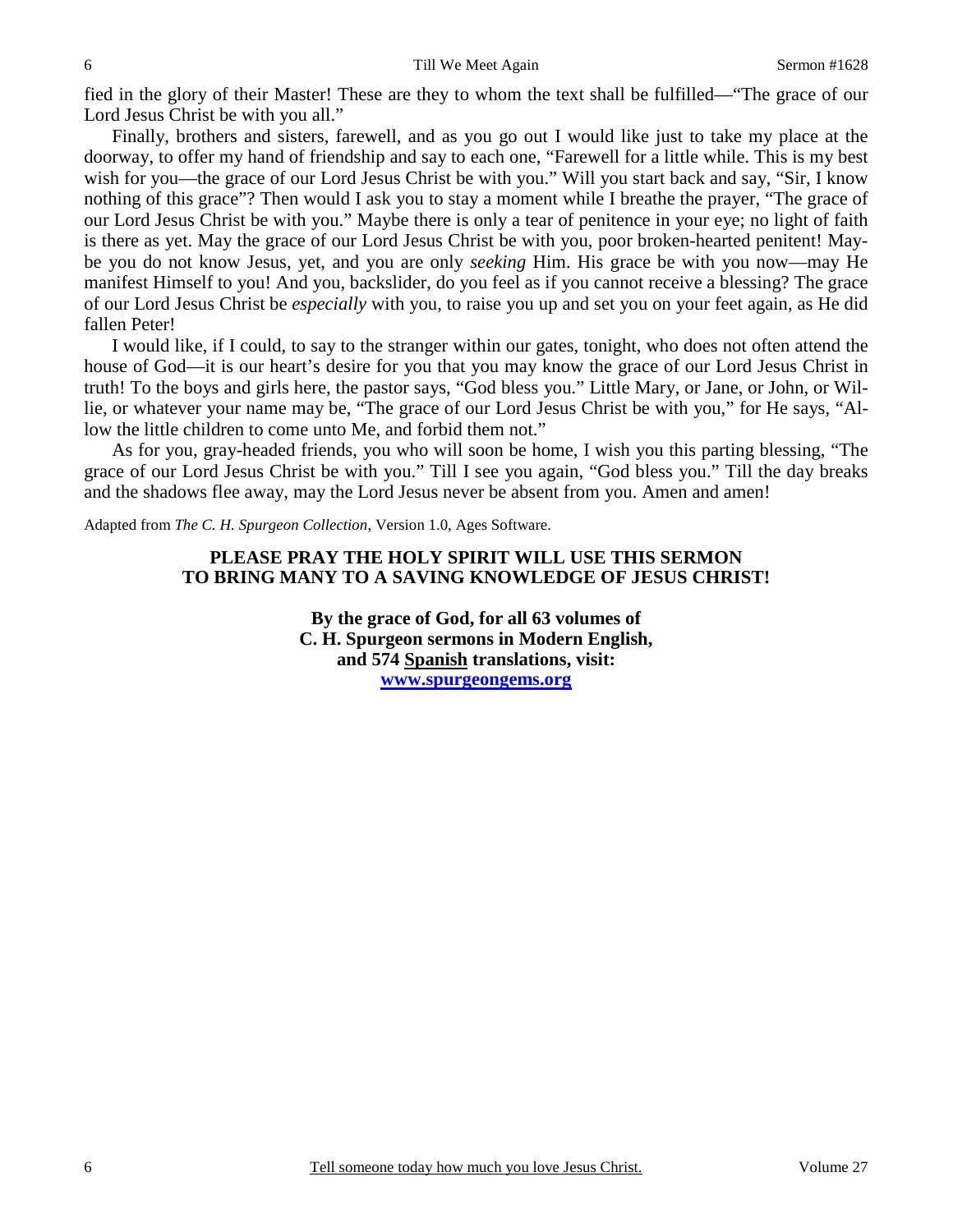fied in the glory of their Master! These are they to whom the text shall be fulfilled—"The grace of our Lord Jesus Christ be with you all."

Finally, brothers and sisters, farewell, and as you go out I would like just to take my place at the doorway, to offer my hand of friendship and say to each one, "Farewell for a little while. This is my best wish for you—the grace of our Lord Jesus Christ be with you." Will you start back and say, "Sir, I know nothing of this grace"? Then would I ask you to stay a moment while I breathe the prayer, "The grace of our Lord Jesus Christ be with you." Maybe there is only a tear of penitence in your eye; no light of faith is there as yet. May the grace of our Lord Jesus Christ be with you, poor broken-hearted penitent! Maybe you do not know Jesus, yet, and you are only *seeking* Him. His grace be with you now—may He manifest Himself to you! And you, backslider, do you feel as if you cannot receive a blessing? The grace of our Lord Jesus Christ be *especially* with you, to raise you up and set you on your feet again, as He did fallen Peter!

I would like, if I could, to say to the stranger within our gates, tonight, who does not often attend the house of God—it is our heart's desire for you that you may know the grace of our Lord Jesus Christ in truth! To the boys and girls here, the pastor says, "God bless you." Little Mary, or Jane, or John, or Willie, or whatever your name may be, "The grace of our Lord Jesus Christ be with you," for He says, "Allow the little children to come unto Me, and forbid them not."

As for you, gray-headed friends, you who will soon be home, I wish you this parting blessing, "The grace of our Lord Jesus Christ be with you." Till I see you again, "God bless you." Till the day breaks and the shadows flee away, may the Lord Jesus never be absent from you. Amen and amen!

Adapted from *The C. H. Spurgeon Collection*, Version 1.0, Ages Software.

**PLEASE PRAY THE HOLY SPIRIT WILL USE THIS SERMON TO BRING MANY TO A SAVING KNOWLEDGE OF JESUS CHRIST!**

**By the grace of God, for all 63 volumes of C. H. Spurgeon sermons in Modern English, and 574 Spanish translations, visit: www.spurgeongems.org**

Tell someone today how much you love Jesus Christ.